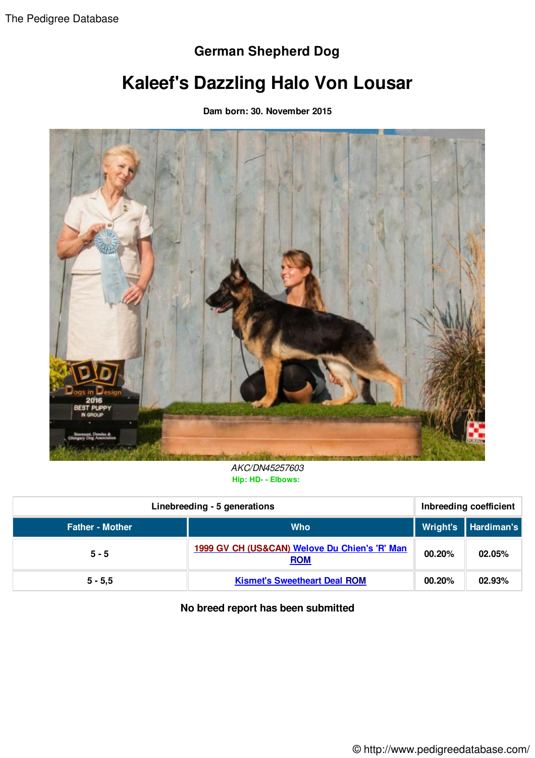# German Shepherd Dog

# Kaleef's Dazzling Halo Von Lousar

**Dam born: 30. November 2015**

*AKC/DN45257603*

**Hip: HD- - Elbows:**

| Linebreeding - 5 generations | | Inbreeding coefficient | |
|---|---|---|---|
| **Father - Mother** | **Who** | **Wright's** | **Hardiman's** |
| 5 - 5 | 1999 GV CH (US&CAN) Welove Du Chien's 'R' Man ROM | 00.20% | 02.05% |
| 5 - 5,5 | Kismet's Sweetheart Deal ROM | 00.20% | 02.93% |

**No breed report has been submitted**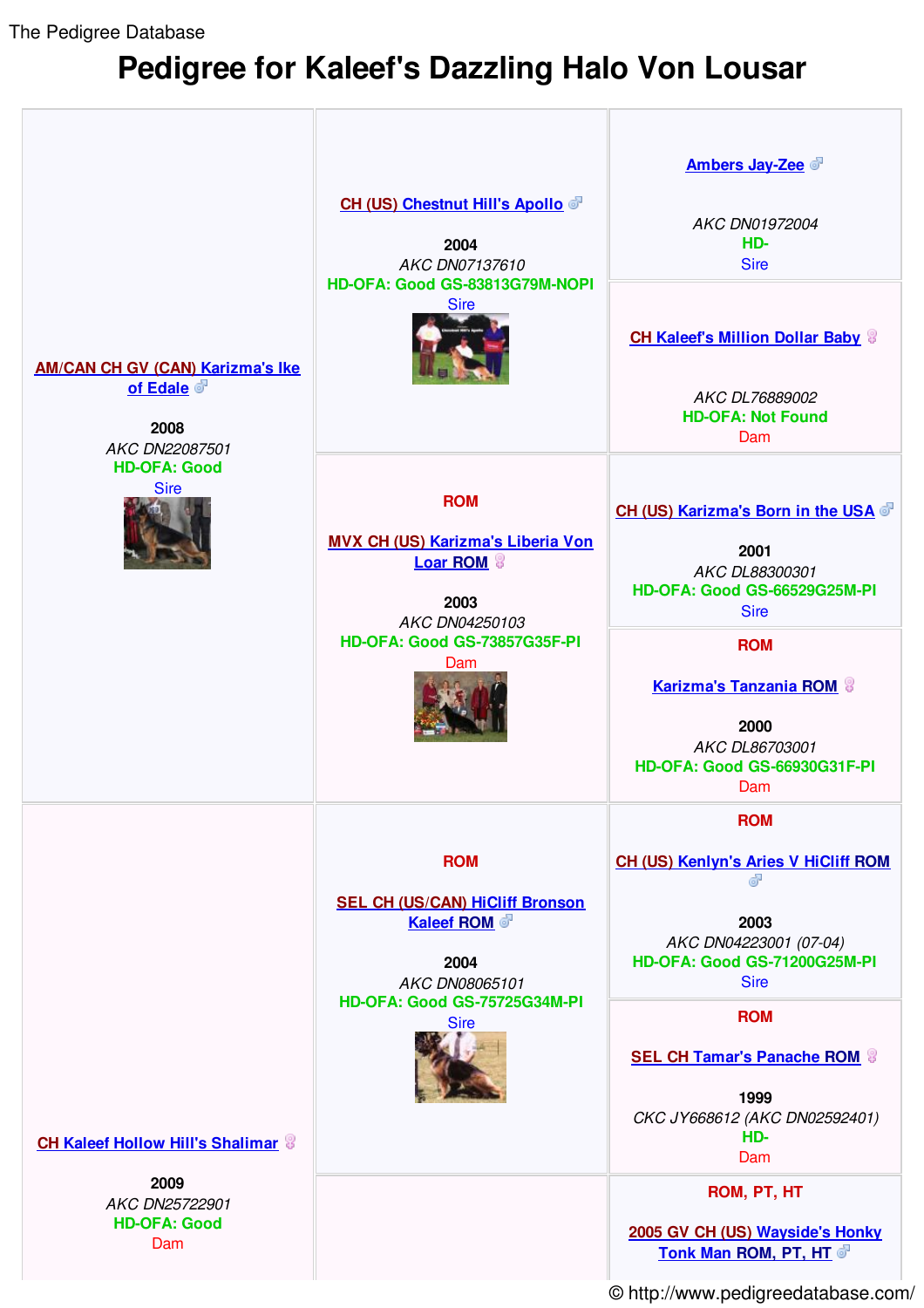The Pedigree Database

# Pedigree for Kaleef's Dazzling Halo Von Lousar

| | | |
|---|---|---|
| **AM/CAN CH GV (CAN) Karizma's Ike of Edale** ♂<br><br>**2008**<br>*AKC DN22087501*<br>HD-OFA: Good<br>Sire | **CH (US) Chestnut Hill's Apollo** ♂<br><br>**2004**<br>*AKC DN07137610*<br>HD-OFA: Good GS-83813G79M-NOPI<br>Sire | **Ambers Jay-Zee** ♂<br><br>*AKC DN01972004*<br>HD-<br>Sire |
| | | **CH Kaleef's Million Dollar Baby** ♀<br><br>*AKC DL76889002*<br>HD-OFA: Not Found<br>Dam |
| | **ROM**<br><br>**MVX CH (US) Karizma's Liberia Von Loar ROM** ♀<br><br>**2003**<br>*AKC DN04250103*<br>HD-OFA: Good GS-73857G35F-PI<br>Dam | **CH (US) Karizma's Born in the USA** ♂<br><br>**2001**<br>*AKC DL88300301*<br>HD-OFA: Good GS-66529G25M-PI<br>Sire |
| | | **ROM**<br><br>**Karizma's Tanzania ROM** ♀<br><br>**2000**<br>*AKC DL86703001*<br>HD-OFA: Good GS-66930G31F-PI<br>Dam |
| **CH Kaleef Hollow Hill's Shalimar** ♀<br><br>**2009**<br>*AKC DN25722901*<br>HD-OFA: Good<br>Dam | **ROM**<br><br>**SEL CH (US/CAN) HiCliff Bronson Kaleef ROM** ♂<br><br>**2004**<br>*AKC DN08065101*<br>HD-OFA: Good GS-75725G34M-PI<br>Sire | **ROM**<br><br>**CH (US) Kenlyn's Aries V HiCliff ROM** ♂<br><br>**2003**<br>*AKC DN04223001 (07-04)*<br>HD-OFA: Good GS-71200G25M-PI<br>Sire |
| | | **ROM**<br><br>**SEL CH Tamar's Panache ROM** ♀<br><br>**1999**<br>*CKC JY668612 (AKC DN02592401)*<br>HD-<br>Dam |
| | | **ROM, PT, HT**<br><br>**2005 GV CH (US) Wayside's Honky Tonk Man ROM, PT, HT** ♂ |

© http://www.pedigreedatabase.com/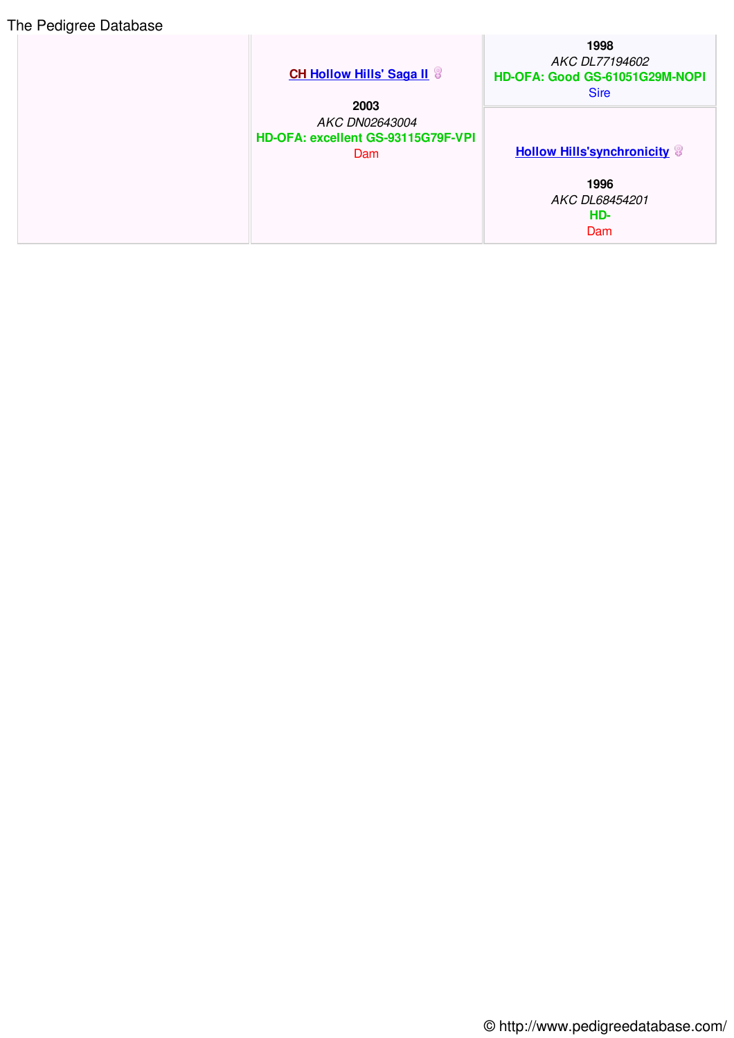| | | |
|---|---|---|
| | **CH Hollow Hills' Saga II**<br><br>**2003**<br>*AKC DN02643004*<br>**HD-OFA: excellent GS-93115G79F-VPI**<br>Dam | **1998**<br>*AKC DL77194602*<br>**HD-OFA: Good GS-61051G29M-NOPI**<br>Sire |
| | | **Hollow Hills'synchronicity**<br><br>**1996**<br>*AKC DL68454201*<br>**HD-**<br>Dam |